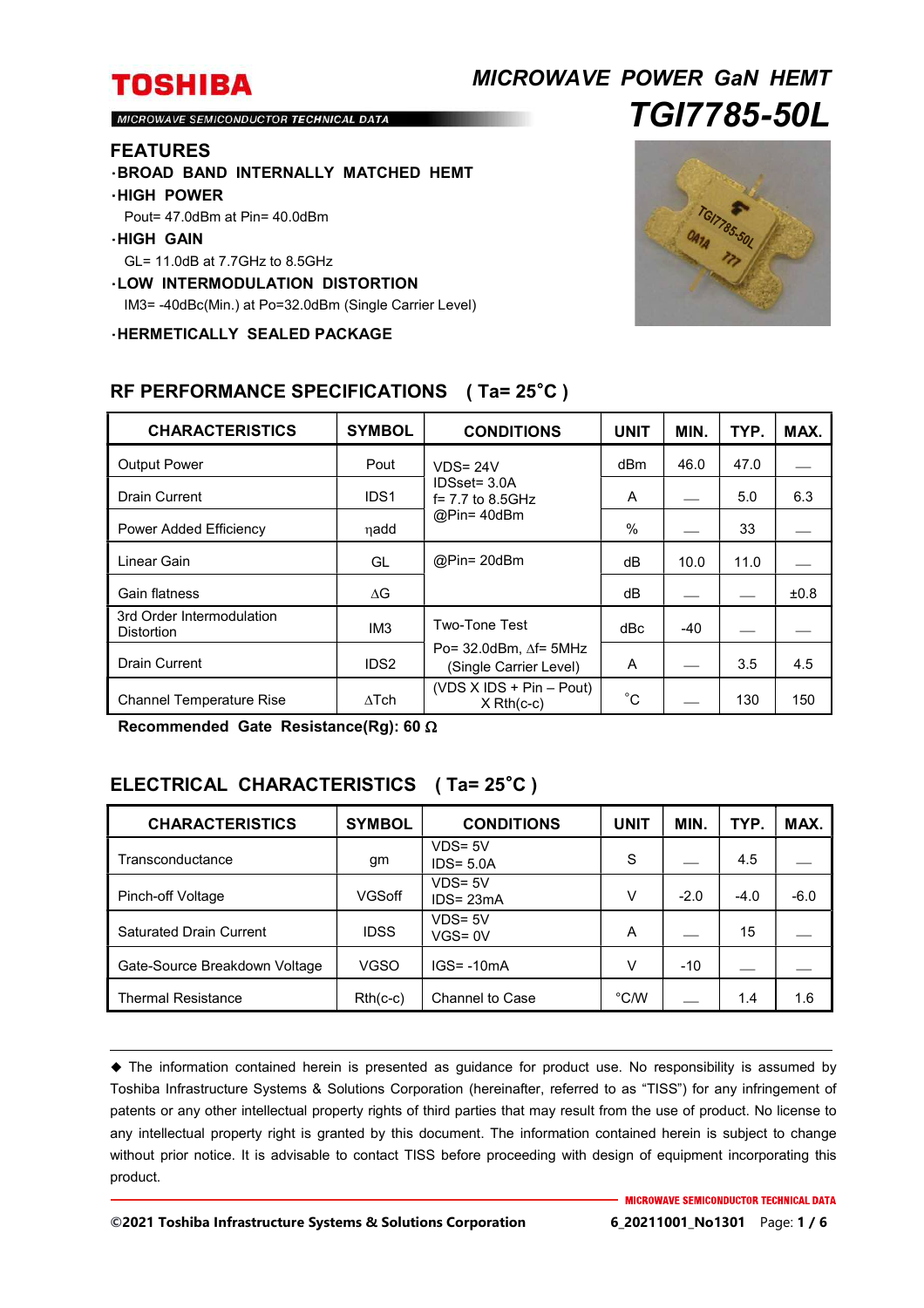# TOSHIBA

MICROWAVE SEMICONDUCTOR TECHNICAL DATA

## *MICROWAVE POWER GaN HEMT*

## *TGI7785-50L*

## FEATURES

- **BROAD BAND INTERNALLY MATCHED HEMT**
- **HIGH POWER**
  Pout= 47.0dBm at Pin= 40.0dBm
- **HIGH GAIN**
  GL= 11.0dB at 7.7GHz to 8.5GHz
- **LOW INTERMODULATION DISTORTION**
  IM3= -40dBc(Min.) at Po=32.0dBm (Single Carrier Level)
- **HERMETICALLY SEALED PACKAGE**

## RF PERFORMANCE SPECIFICATIONS ( Ta= 25˚C )

| CHARACTERISTICS | SYMBOL | CONDITIONS | UNIT | MIN. | TYP. | MAX. |
|---|---|---|---|---|---|---|
| Output Power | Pout | VDS= 24V<br>IDSset= 3.0A<br>f= 7.7 to 8.5GHz<br>@Pin= 40dBm | dBm | 46.0 | 47.0 | — |
| Drain Current | IDS1 | | A | — | 5.0 | 6.3 |
| Power Added Efficiency | ηadd | | % | — | 33 | — |
| Linear Gain | GL | @Pin= 20dBm | dB | 10.0 | 11.0 | — |
| Gain flatness | ΔG | | dB | — | — | ±0.8 |
| 3rd Order Intermodulation Distortion | IM3 | Two-Tone Test<br>Po= 32.0dBm, Δf= 5MHz<br>(Single Carrier Level) | dBc | -40 | — | — |
| Drain Current | IDS2 | | A | — | 3.5 | 4.5 |
| Channel Temperature Rise | ΔTch | (VDS X IDS + Pin – Pout) X Rth(c-c) | ˚C | — | 130 | 150 |

**Recommended Gate Resistance(Rg): 60 Ω**

## ELECTRICAL CHARACTERISTICS ( Ta= 25˚C )

| CHARACTERISTICS | SYMBOL | CONDITIONS | UNIT | MIN. | TYP. | MAX. |
|---|---|---|---|---|---|---|
| Transconductance | gm | VDS= 5V<br>IDS= 5.0A | S | — | 4.5 | — |
| Pinch-off Voltage | VGSoff | VDS= 5V<br>IDS= 23mA | V | -2.0 | -4.0 | -6.0 |
| Saturated Drain Current | IDSS | VDS= 5V<br>VGS= 0V | A | — | 15 | — |
| Gate-Source Breakdown Voltage | VGSO | IGS= -10mA | V | -10 | — | — |
| Thermal Resistance | Rth(c-c) | Channel to Case | °C/W | — | 1.4 | 1.6 |

◆ The information contained herein is presented as guidance for product use. No responsibility is assumed by Toshiba Infrastructure Systems & Solutions Corporation (hereinafter, referred to as "TISS") for any infringement of patents or any other intellectual property rights of third parties that may result from the use of product. No license to any intellectual property right is granted by this document. The information contained herein is subject to change without prior notice. It is advisable to contact TISS before proceeding with design of equipment incorporating this product.

©2021 Toshiba Infrastructure Systems & Solutions Corporation 6_20211001_No1301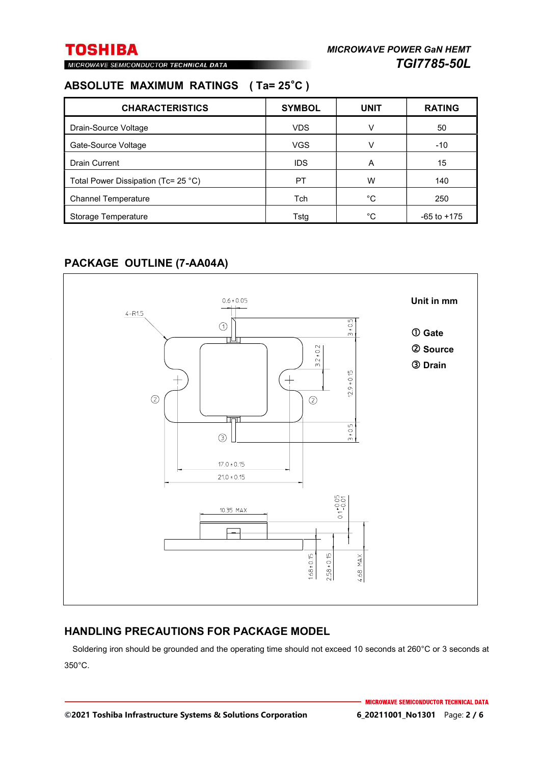## ABSOLUTE MAXIMUM RATINGS ( Ta= 25˚C )

| CHARACTERISTICS | SYMBOL | UNIT | RATING |
|---|---|---|---|
| Drain-Source Voltage | VDS | V | 50 |
| Gate-Source Voltage | VGS | V | -10 |
| Drain Current | IDS | A | 15 |
| Total Power Dissipation (Tc= 25 °C) | PT | W | 140 |
| Channel Temperature | Tch | °C | 250 |
| Storage Temperature | Tstg | °C | -65 to +175 |

## PACKAGE OUTLINE (7-AA04A)

Unit in mm

① Gate
② Source
③ Drain

4-R1.5
0.6 ± 0.05
3 ± 0.5
3.2 ± 0.2
12.9 ± 0.15
3 ± 0.5
17.0 ± 0.15
21.0 ± 0.15
10.35 MAX
$0.1^{+0.05}_{-0.01}$
1.68 ± 0.15
2.58 ± 0.15
4.68 MAX

## HANDLING PRECAUTIONS FOR PACKAGE MODEL

Soldering iron should be grounded and the operating time should not exceed 10 seconds at 260°C or 3 seconds at 350°C.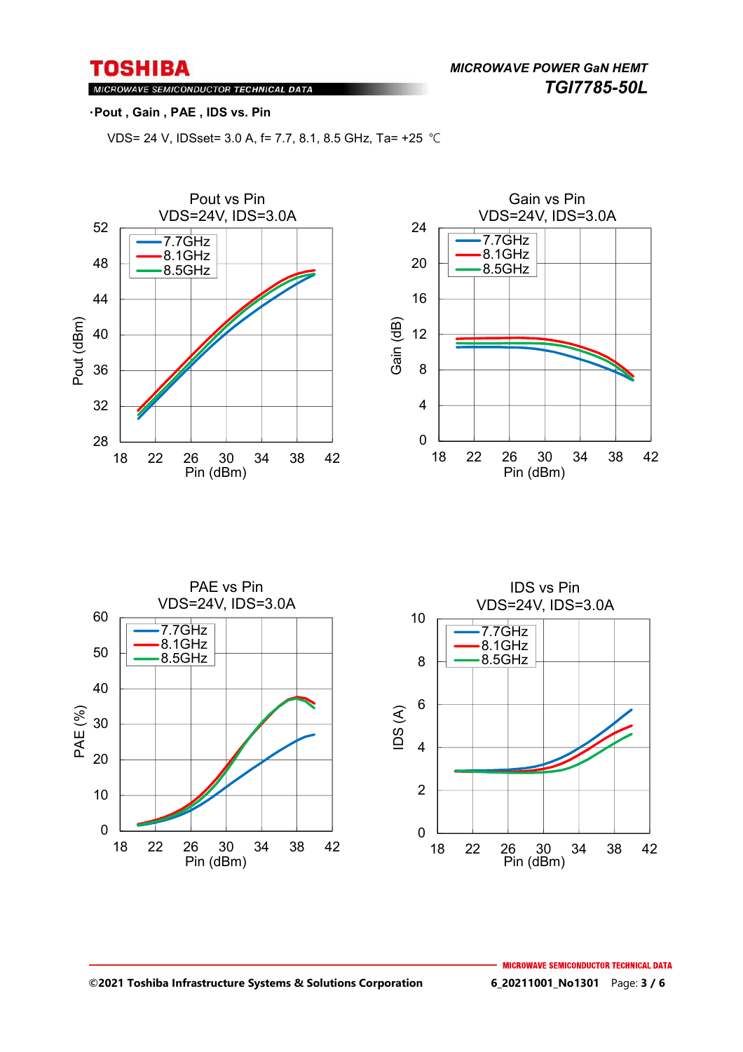·**Pout , Gain , PAE , IDS vs. Pin**

VDS= 24 V, IDSset= 3.0 A, f= 7.7, 8.1, 8.5 GHz, Ta= +25 ℃

Pout vs Pin
VDS=24V, IDS=3.0A

Gain vs Pin
VDS=24V, IDS=3.0A

PAE vs Pin
VDS=24V, IDS=3.0A

IDS vs Pin
VDS=24V, IDS=3.0A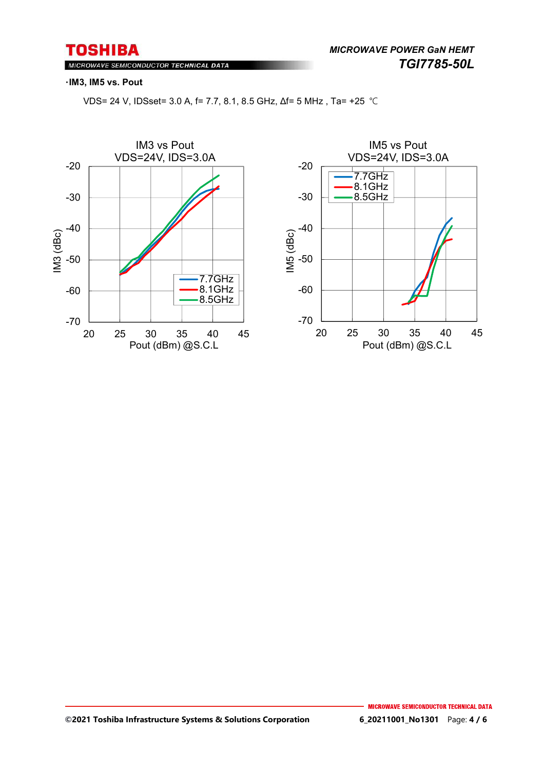**・IM3, IM5 vs. Pout**

VDS= 24 V, IDSset= 3.0 A, f= 7.7, 8.1, 8.5 GHz, Δf= 5 MHz , Ta= +25 ℃

IM3 vs Pout
VDS=24V, IDS=3.0A

IM5 vs Pout
VDS=24V, IDS=3.0A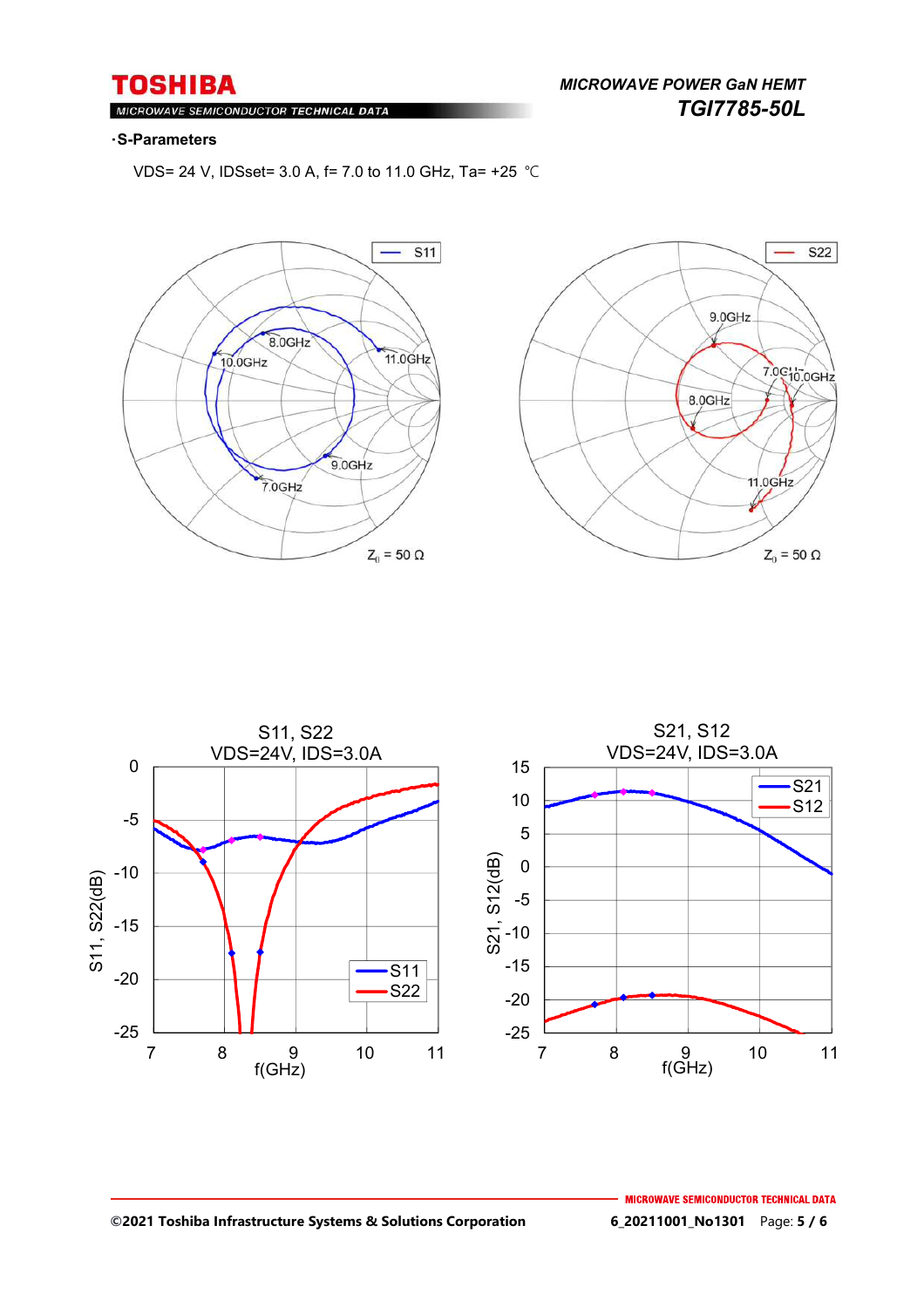**·S-Parameters**

VDS= 24 V, IDSset= 3.0 A, f= 7.0 to 11.0 GHz, Ta= +25 ℃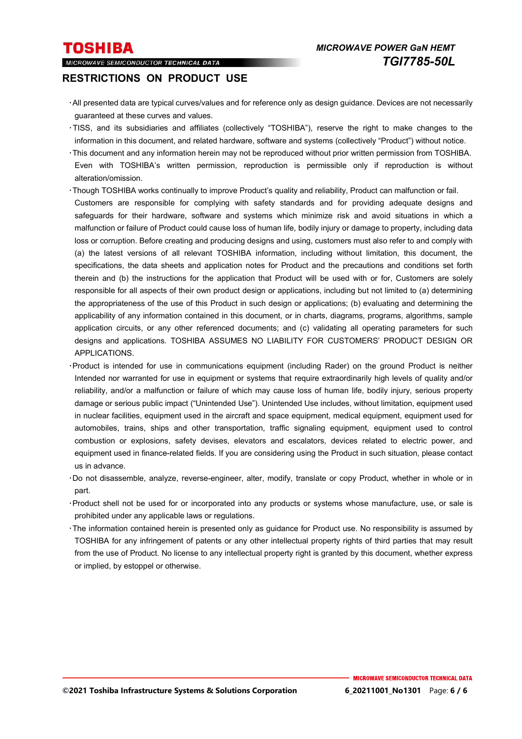## RESTRICTIONS ON PRODUCT USE

- All presented data are typical curves/values and for reference only as design guidance. Devices are not necessarily guaranteed at these curves and values.
- TISS, and its subsidiaries and affiliates (collectively “TOSHIBA”), reserve the right to make changes to the information in this document, and related hardware, software and systems (collectively “Product”) without notice.
- This document and any information herein may not be reproduced without prior written permission from TOSHIBA. Even with TOSHIBA’s written permission, reproduction is permissible only if reproduction is without alteration/omission.
- Though TOSHIBA works continually to improve Product’s quality and reliability, Product can malfunction or fail. Customers are responsible for complying with safety standards and for providing adequate designs and safeguards for their hardware, software and systems which minimize risk and avoid situations in which a malfunction or failure of Product could cause loss of human life, bodily injury or damage to property, including data loss or corruption. Before creating and producing designs and using, customers must also refer to and comply with (a) the latest versions of all relevant TOSHIBA information, including without limitation, this document, the specifications, the data sheets and application notes for Product and the precautions and conditions set forth therein and (b) the instructions for the application that Product will be used with or for, Customers are solely responsible for all aspects of their own product design or applications, including but not limited to (a) determining the appropriateness of the use of this Product in such design or applications; (b) evaluating and determining the applicability of any information contained in this document, or in charts, diagrams, programs, algorithms, sample application circuits, or any other referenced documents; and (c) validating all operating parameters for such designs and applications. TOSHIBA ASSUMES NO LIABILITY FOR CUSTOMERS’ PRODUCT DESIGN OR APPLICATIONS.
- Product is intended for use in communications equipment (including Rader) on the ground Product is neither Intended nor warranted for use in equipment or systems that require extraordinarily high levels of quality and/or reliability, and/or a malfunction or failure of which may cause loss of human life, bodily injury, serious property damage or serious public impact (“Unintended Use”). Unintended Use includes, without limitation, equipment used in nuclear facilities, equipment used in the aircraft and space equipment, medical equipment, equipment used for automobiles, trains, ships and other transportation, traffic signaling equipment, equipment used to control combustion or explosions, safety devises, elevators and escalators, devices related to electric power, and equipment used in finance-related fields. If you are considering using the Product in such situation, please contact us in advance.
- Do not disassemble, analyze, reverse-engineer, alter, modify, translate or copy Product, whether in whole or in part.
- Product shell not be used for or incorporated into any products or systems whose manufacture, use, or sale is prohibited under any applicable laws or regulations.
- The information contained herein is presented only as guidance for Product use. No responsibility is assumed by TOSHIBA for any infringement of patents or any other intellectual property rights of third parties that may result from the use of Product. No license to any intellectual property right is granted by this document, whether express or implied, by estoppel or otherwise.